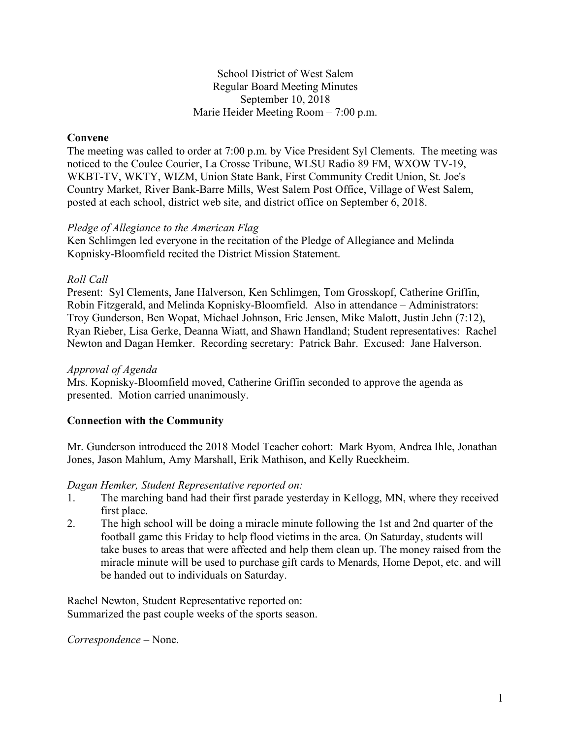School District of West Salem
Regular Board Meeting Minutes
September 10, 2018
Marie Heider Meeting Room – 7:00 p.m.

**Convene**

The meeting was called to order at 7:00 p.m. by Vice President Syl Clements. The meeting was noticed to the Coulee Courier, La Crosse Tribune, WLSU Radio 89 FM, WXOW TV-19, WKBT-TV, WKTY, WIZM, Union State Bank, First Community Credit Union, St. Joe's Country Market, River Bank-Barre Mills, West Salem Post Office, Village of West Salem, posted at each school, district web site, and district office on September 6, 2018.

*Pledge of Allegiance to the American Flag*

Ken Schlimgen led everyone in the recitation of the Pledge of Allegiance and Melinda Kopnisky-Bloomfield recited the District Mission Statement.

*Roll Call*

Present: Syl Clements, Jane Halverson, Ken Schlimgen, Tom Grosskopf, Catherine Griffin, Robin Fitzgerald, and Melinda Kopnisky-Bloomfield. Also in attendance – Administrators: Troy Gunderson, Ben Wopat, Michael Johnson, Eric Jensen, Mike Malott, Justin Jehn (7:12), Ryan Rieber, Lisa Gerke, Deanna Wiatt, and Shawn Handland; Student representatives: Rachel Newton and Dagan Hemker. Recording secretary: Patrick Bahr. Excused: Jane Halverson.

*Approval of Agenda*

Mrs. Kopnisky-Bloomfield moved, Catherine Griffin seconded to approve the agenda as presented. Motion carried unanimously.

**Connection with the Community**

Mr. Gunderson introduced the 2018 Model Teacher cohort: Mark Byom, Andrea Ihle, Jonathan Jones, Jason Mahlum, Amy Marshall, Erik Mathison, and Kelly Rueckheim.

*Dagan Hemker, Student Representative reported on:*

1. The marching band had their first parade yesterday in Kellogg, MN, where they received first place.
2. The high school will be doing a miracle minute following the 1st and 2nd quarter of the football game this Friday to help flood victims in the area. On Saturday, students will take buses to areas that were affected and help them clean up. The money raised from the miracle minute will be used to purchase gift cards to Menards, Home Depot, etc. and will be handed out to individuals on Saturday.

Rachel Newton, Student Representative reported on:
Summarized the past couple weeks of the sports season.

*Correspondence* – None.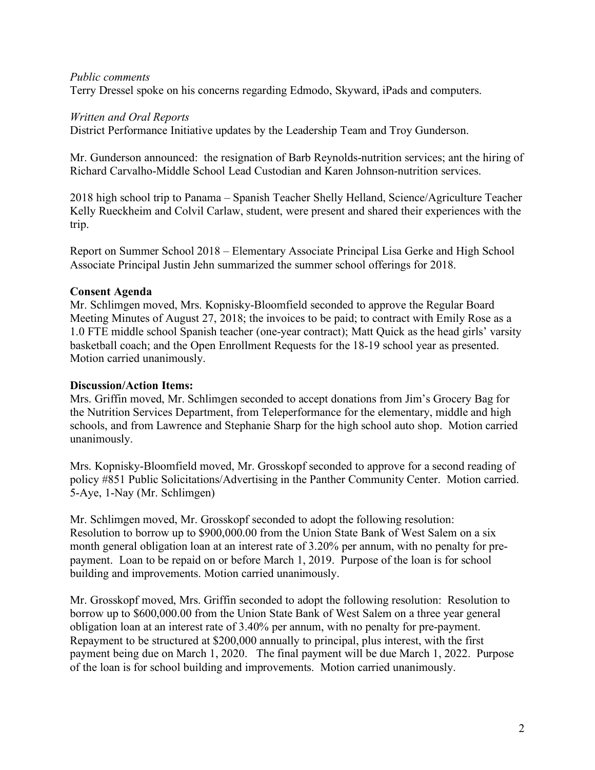*Public comments*
Terry Dressel spoke on his concerns regarding Edmodo, Skyward, iPads and computers.

*Written and Oral Reports*
District Performance Initiative updates by the Leadership Team and Troy Gunderson.

Mr. Gunderson announced: the resignation of Barb Reynolds-nutrition services; ant the hiring of Richard Carvalho-Middle School Lead Custodian and Karen Johnson-nutrition services.

2018 high school trip to Panama – Spanish Teacher Shelly Helland, Science/Agriculture Teacher Kelly Rueckheim and Colvil Carlaw, student, were present and shared their experiences with the trip.

Report on Summer School 2018 – Elementary Associate Principal Lisa Gerke and High School Associate Principal Justin Jehn summarized the summer school offerings for 2018.

**Consent Agenda**
Mr. Schlimgen moved, Mrs. Kopnisky-Bloomfield seconded to approve the Regular Board Meeting Minutes of August 27, 2018; the invoices to be paid; to contract with Emily Rose as a 1.0 FTE middle school Spanish teacher (one-year contract); Matt Quick as the head girls' varsity basketball coach; and the Open Enrollment Requests for the 18-19 school year as presented. Motion carried unanimously.

**Discussion/Action Items:**
Mrs. Griffin moved, Mr. Schlimgen seconded to accept donations from Jim's Grocery Bag for the Nutrition Services Department, from Teleperformance for the elementary, middle and high schools, and from Lawrence and Stephanie Sharp for the high school auto shop. Motion carried unanimously.

Mrs. Kopnisky-Bloomfield moved, Mr. Grosskopf seconded to approve for a second reading of policy #851 Public Solicitations/Advertising in the Panther Community Center. Motion carried. 5-Aye, 1-Nay (Mr. Schlimgen)

Mr. Schlimgen moved, Mr. Grosskopf seconded to adopt the following resolution: Resolution to borrow up to $900,000.00 from the Union State Bank of West Salem on a six month general obligation loan at an interest rate of 3.20% per annum, with no penalty for pre-payment. Loan to be repaid on or before March 1, 2019. Purpose of the loan is for school building and improvements. Motion carried unanimously.

Mr. Grosskopf moved, Mrs. Griffin seconded to adopt the following resolution: Resolution to borrow up to $600,000.00 from the Union State Bank of West Salem on a three year general obligation loan at an interest rate of 3.40% per annum, with no penalty for pre-payment. Repayment to be structured at $200,000 annually to principal, plus interest, with the first payment being due on March 1, 2020. The final payment will be due March 1, 2022. Purpose of the loan is for school building and improvements. Motion carried unanimously.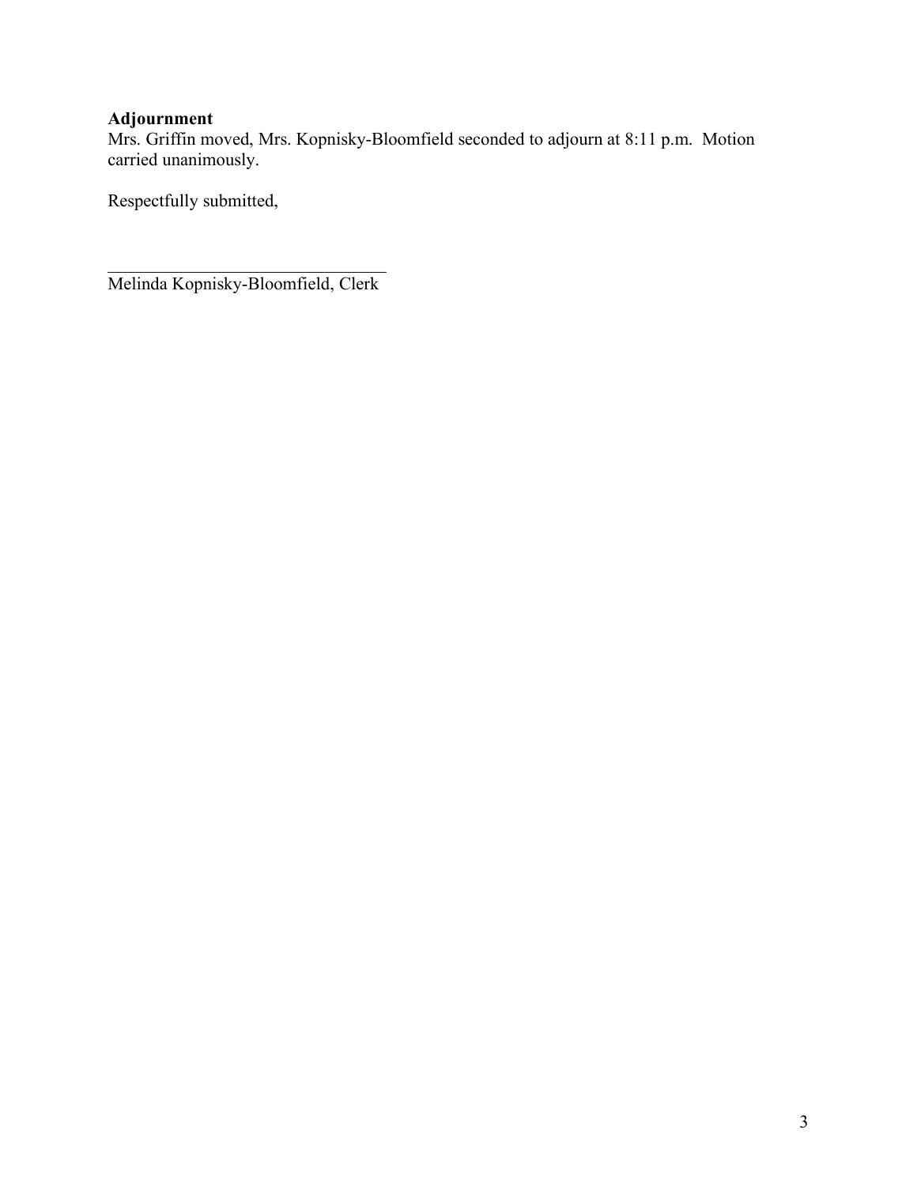**Adjournment**

Mrs. Griffin moved, Mrs. Kopnisky-Bloomfield seconded to adjourn at 8:11 p.m. Motion carried unanimously.

Respectfully submitted,

\_\_\_\_\_\_\_\_\_\_\_\_\_\_\_\_\_\_\_\_\_\_\_\_\_\_\_\_\_\_\_\_

Melinda Kopnisky-Bloomfield, Clerk